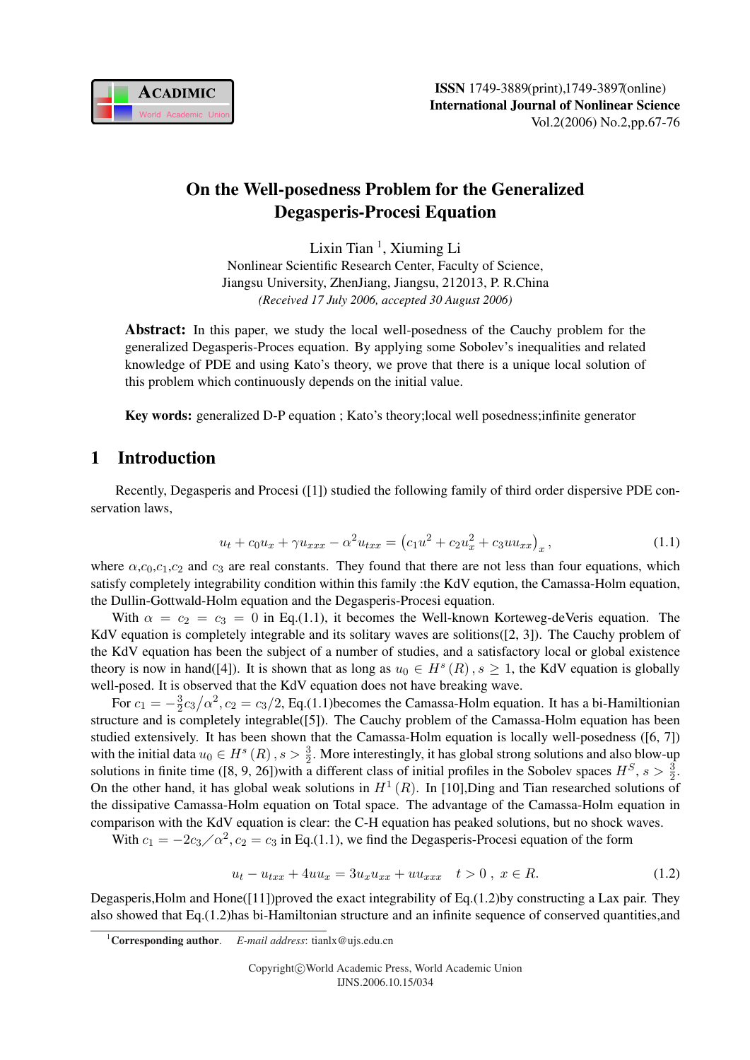# On the Well-posedness Problem for the Generalized Degasperis-Procesi Equation

Lixin Tian [1], Xiuming Li

Nonlinear Scientific Research Center, Faculty of Science,
Jiangsu University, ZhenJiang, Jiangsu, 212013, P. R.China

*(Received 17 July 2006, accepted 30 August 2006)*

**Abstract:** In this paper, we study the local well-posedness of the Cauchy problem for the generalized Degasperis-Proces equation. By applying some Sobolev's inequalities and related knowledge of PDE and using Kato's theory, we prove that there is a unique local solution of this problem which continuously depends on the initial value.

**Key words:** generalized D-P equation ; Kato's theory;local well posedness;infinite generator

## 1 Introduction

Recently, Degasperis and Procesi ([1]) studied the following family of third order dispersive PDE conservation laws,

$$u_t + c_0 u_x + \gamma u_{xxx} - \alpha^2 u_{txx} = \left(c_1 u^2 + c_2 u_x^2 + c_3 u u_{xx}\right)_x, \tag{1.1}$$

where $\alpha$,$c_0$,$c_1$,$c_2$ and $c_3$ are real constants. They found that there are not less than four equations, which satisfy completely integrability condition within this family :the KdV eqution, the Camassa-Holm equation, the Dullin-Gottwald-Holm equation and the Degasperis-Procesi equation.

With $\alpha = c_2 = c_3 = 0$ in Eq.(1.1), it becomes the Well-known Korteweg-deVeris equation. The KdV equation is completely integrable and its solitary waves are solitions([2, 3]). The Cauchy problem of the KdV equation has been the subject of a number of studies, and a satisfactory local or global existence theory is now in hand([4]). It is shown that as long as $u_0 \in H^s(R)$, $s \geq 1$, the KdV equation is globally well-posed. It is observed that the KdV equation does not have breaking wave.

For $c_1 = -\frac{3}{2}c_3/\alpha^2$, $c_2 = c_3/2$, Eq.(1.1)becomes the Camassa-Holm equation. It has a bi-Hamiltionian structure and is completely integrable([5]). The Cauchy problem of the Camassa-Holm equation has been studied extensively. It has been shown that the Camassa-Holm equation is locally well-posedness ([6, 7]) with the initial data $u_0 \in H^s(R)$, $s > \frac{3}{2}$. More interestingly, it has global strong solutions and also blow-up solutions in finite time ([8, 9, 26])with a different class of initial profiles in the Sobolev spaces $H^S$, $s > \frac{3}{2}$. On the other hand, it has global weak solutions in $H^1(R)$. In [10],Ding and Tian researched solutions of the dissipative Camassa-Holm equation on Total space. The advantage of the Camassa-Holm equation in comparison with the KdV equation is clear: the C-H equation has peaked solutions, but no shock waves.

With $c_1 = -2c_3/\alpha^2$, $c_2 = c_3$ in Eq.(1.1), we find the Degasperis-Procesi equation of the form

$$u_t - u_{txx} + 4uu_x = 3u_x u_{xx} + uu_{xxx} \quad t > 0\ ,\ x \in R. \tag{1.2}$$

Degasperis,Holm and Hone([11])proved the exact integrability of Eq.(1.2)by constructing a Lax pair. They also showed that Eq.(1.2)has bi-Hamiltonian structure and an infinite sequence of conserved quantities,and

[1] **Corresponding author**. *E-mail address*: tianlx@ujs.edu.cn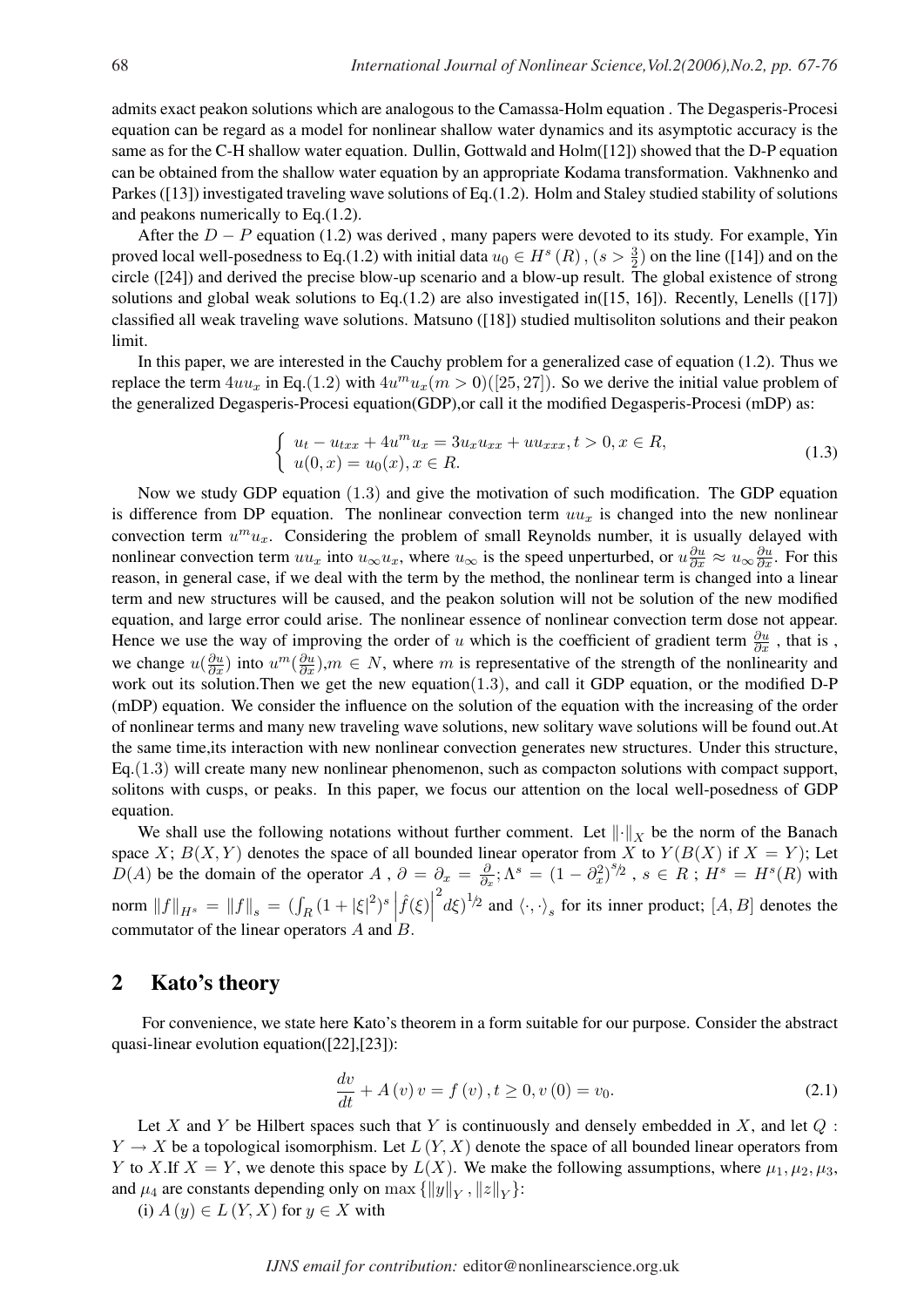admits exact peakon solutions which are analogous to the Camassa-Holm equation . The Degasperis-Procesi equation can be regard as a model for nonlinear shallow water dynamics and its asymptotic accuracy is the same as for the C-H shallow water equation. Dullin, Gottwald and Holm([12]) showed that the D-P equation can be obtained from the shallow water equation by an appropriate Kodama transformation. Vakhnenko and Parkes ([13]) investigated traveling wave solutions of Eq.(1.2). Holm and Staley studied stability of solutions and peakons numerically to Eq.(1.2).

After the $D-P$ equation (1.2) was derived , many papers were devoted to its study. For example, Yin proved local well-posedness to Eq.(1.2) with initial data $u_0 \in H^s(R)$ , $(s > \frac{3}{2})$ on the line ([14]) and on the circle ([24]) and derived the precise blow-up scenario and a blow-up result. The global existence of strong solutions and global weak solutions to Eq.(1.2) are also investigated in([15, 16]). Recently, Lenells ([17]) classified all weak traveling wave solutions. Matsuno ([18]) studied multisoliton solutions and their peakon limit.

In this paper, we are interested in the Cauchy problem for a generalized case of equation (1.2). Thus we replace the term $4uu_x$ in Eq.(1.2) with $4u^m u_x (m > 0)([25, 27])$. So we derive the initial value problem of the generalized Degasperis-Procesi equation(GDP),or call it the modified Degasperis-Procesi (mDP) as:

$$\begin{cases} u_t - u_{txx} + 4u^m u_x = 3u_x u_{xx} + uu_{xxx}, t > 0, x \in R, \\ u(0,x) = u_0(x), x \in R. \end{cases} \tag{1.3}$$

Now we study GDP equation $(1.3)$ and give the motivation of such modification. The GDP equation is difference from DP equation. The nonlinear convection term $uu_x$ is changed into the new nonlinear convection term $u^m u_x$. Considering the problem of small Reynolds number, it is usually delayed with nonlinear convection term $uu_x$ into $u_\infty u_x$, where $u_\infty$ is the speed unperturbed, or $u\frac{\partial u}{\partial x} \approx u_\infty \frac{\partial u}{\partial x}$. For this reason, in general case, if we deal with the term by the method, the nonlinear term is changed into a linear term and new structures will be caused, and the peakon solution will not be solution of the new modified equation, and large error could arise. The nonlinear essence of nonlinear convection term dose not appear. Hence we use the way of improving the order of $u$ which is the coefficient of gradient term $\frac{\partial u}{\partial x}$ , that is , we change $u(\frac{\partial u}{\partial x})$ into $u^m(\frac{\partial u}{\partial x})$,$m \in N$, where $m$ is representative of the strength of the nonlinearity and work out its solution.Then we get the new equation$(1.3)$, and call it GDP equation, or the modified D-P (mDP) equation. We consider the influence on the solution of the equation with the increasing of the order of nonlinear terms and many new traveling wave solutions, new solitary wave solutions will be found out.At the same time,its interaction with new nonlinear convection generates new structures. Under this structure, Eq.$(1.3)$ will create many new nonlinear phenomenon, such as compacton solutions with compact support, solitons with cusps, or peaks. In this paper, we focus our attention on the local well-posedness of GDP equation.

We shall use the following notations without further comment. Let $\|\cdot\|_X$ be the norm of the Banach space $X$; $B(X,Y)$ denotes the space of all bounded linear operator from $X$ to $Y(B(X)$ if $X = Y)$; Let $D(A)$ be the domain of the operator $A$ , $\partial = \partial_x = \frac{\partial}{\partial x}; \Lambda^s = (1-\partial_x^2)^{s/2}$ , $s \in R$ ; $H^s = H^s(R)$ with norm $\|f\|_{H^s} = \|f\|_s = (\int_R (1+|\xi|^2)^s \left|\hat{f}(\xi)\right|^2 d\xi)^{1/2}$ and $\langle \cdot, \cdot \rangle_s$ for its inner product; $[A,B]$ denotes the commutator of the linear operators $A$ and $B$.

## 2 Kato's theory

For convenience, we state here Kato's theorem in a form suitable for our purpose. Consider the abstract quasi-linear evolution equation([22],[23]):

$$\frac{dv}{dt} + A(v)v = f(v), t \geq 0, v(0) = v_0. \tag{2.1}$$

Let $X$ and $Y$ be Hilbert spaces such that $Y$ is continuously and densely embedded in $X$, and let $Q : Y \to X$ be a topological isomorphism. Let $L(Y,X)$ denote the space of all bounded linear operators from $Y$ to $X$.If $X = Y$, we denote this space by $L(X)$. We make the following assumptions, where $\mu_1, \mu_2, \mu_3$, and $\mu_4$ are constants depending only on $\max\{\|y\|_Y, \|z\|_Y\}$:

(i) $A(y) \in L(Y,X)$ for $y \in X$ with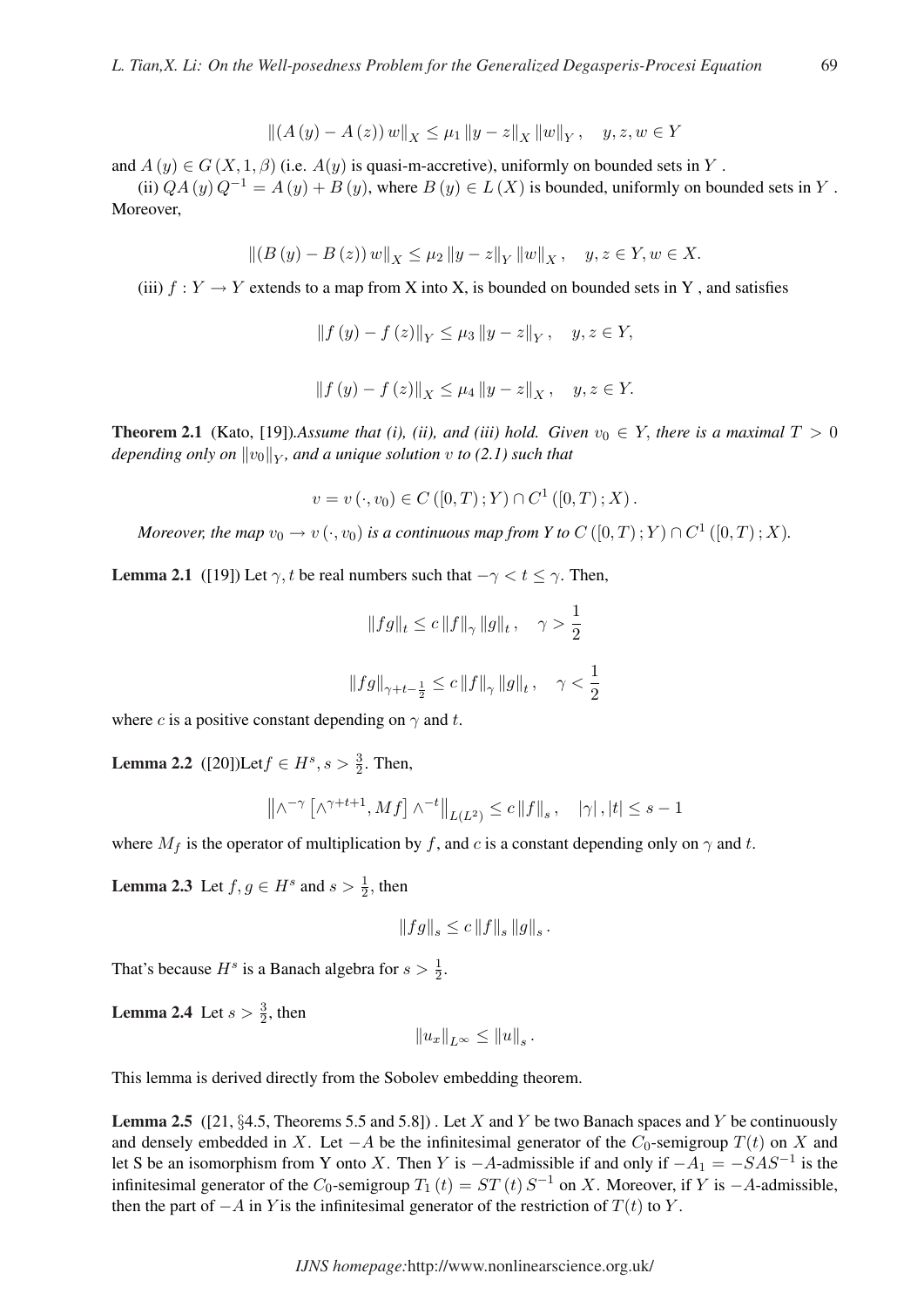$$\|(A(y) - A(z))w\|_X \leq \mu_1 \|y - z\|_X \|w\|_Y, \quad y, z, w \in Y$$

and $A(y) \in G(X, 1, \beta)$ (i.e. $A(y)$ is quasi-m-accretive), uniformly on bounded sets in $Y$.

(ii) $QA(y)Q^{-1} = A(y) + B(y)$, where $B(y) \in L(X)$ is bounded, uniformly on bounded sets in $Y$. Moreover,

$$\|(B(y) - B(z))w\|_X \leq \mu_2 \|y - z\|_Y \|w\|_X, \quad y, z \in Y, w \in X.$$

(iii) $f : Y \to Y$ extends to a map from X into X, is bounded on bounded sets in Y , and satisfies

$$\|f(y) - f(z)\|_Y \leq \mu_3 \|y - z\|_Y, \quad y, z \in Y,$$

$$\|f(y) - f(z)\|_X \leq \mu_4 \|y - z\|_X, \quad y, z \in Y.$$

**Theorem 2.1** (Kato, [19]).*Assume that (i), (ii), and (iii) hold. Given $v_0 \in Y$, there is a maximal $T > 0$ depending only on $\|v_0\|_Y$, and a unique solution $v$ to (2.1) such that*

$$v = v(\cdot, v_0) \in C([0, T); Y) \cap C^1([0, T); X).$$

*Moreover, the map $v_0 \to v(\cdot, v_0)$ is a continuous map from Y to $C([0, T); Y) \cap C^1([0, T); X)$.*

**Lemma 2.1** ([19]) Let $\gamma, t$ be real numbers such that $-\gamma < t \leq \gamma$. Then,

$$\|fg\|_t \leq c \|f\|_\gamma \|g\|_t, \quad \gamma > \frac{1}{2}$$

$$\|fg\|_{\gamma + t - \frac{1}{2}} \leq c \|f\|_\gamma \|g\|_t, \quad \gamma < \frac{1}{2}$$

where $c$ is a positive constant depending on $\gamma$ and $t$.

**Lemma 2.2** ([20])Let$f \in H^s, s > \frac{3}{2}$. Then,

$$\left\| \wedge^{-\gamma} \left[ \wedge^{\gamma + t + 1}, M f \right] \wedge^{-t} \right\|_{L(L^2)} \leq c \|f\|_s, \quad |\gamma|, |t| \leq s - 1$$

where $M_f$ is the operator of multiplication by $f$, and $c$ is a constant depending only on $\gamma$ and $t$.

**Lemma 2.3** Let $f, g \in H^s$ and $s > \frac{1}{2}$, then

$$\|fg\|_s \leq c \|f\|_s \|g\|_s.$$

That's because $H^s$ is a Banach algebra for $s > \frac{1}{2}$.

**Lemma 2.4** Let $s > \frac{3}{2}$, then

$$\|u_x\|_{L^\infty} \leq \|u\|_s.$$

This lemma is derived directly from the Sobolev embedding theorem.

**Lemma 2.5** ([21, §4.5, Theorems 5.5 and 5.8]) . Let $X$ and $Y$ be two Banach spaces and $Y$ be continuously and densely embedded in $X$. Let $-A$ be the infinitesimal generator of the $C_0$-semigroup $T(t)$ on $X$ and let S be an isomorphism from Y onto $X$. Then $Y$ is $-A$-admissible if and only if $-A_1 = -SAS^{-1}$ is the infinitesimal generator of the $C_0$-semigroup $T_1(t) = ST(t)S^{-1}$ on $X$. Moreover, if $Y$ is $-A$-admissible, then the part of $-A$ in $Y$is the infinitesimal generator of the restriction of $T(t)$ to $Y$.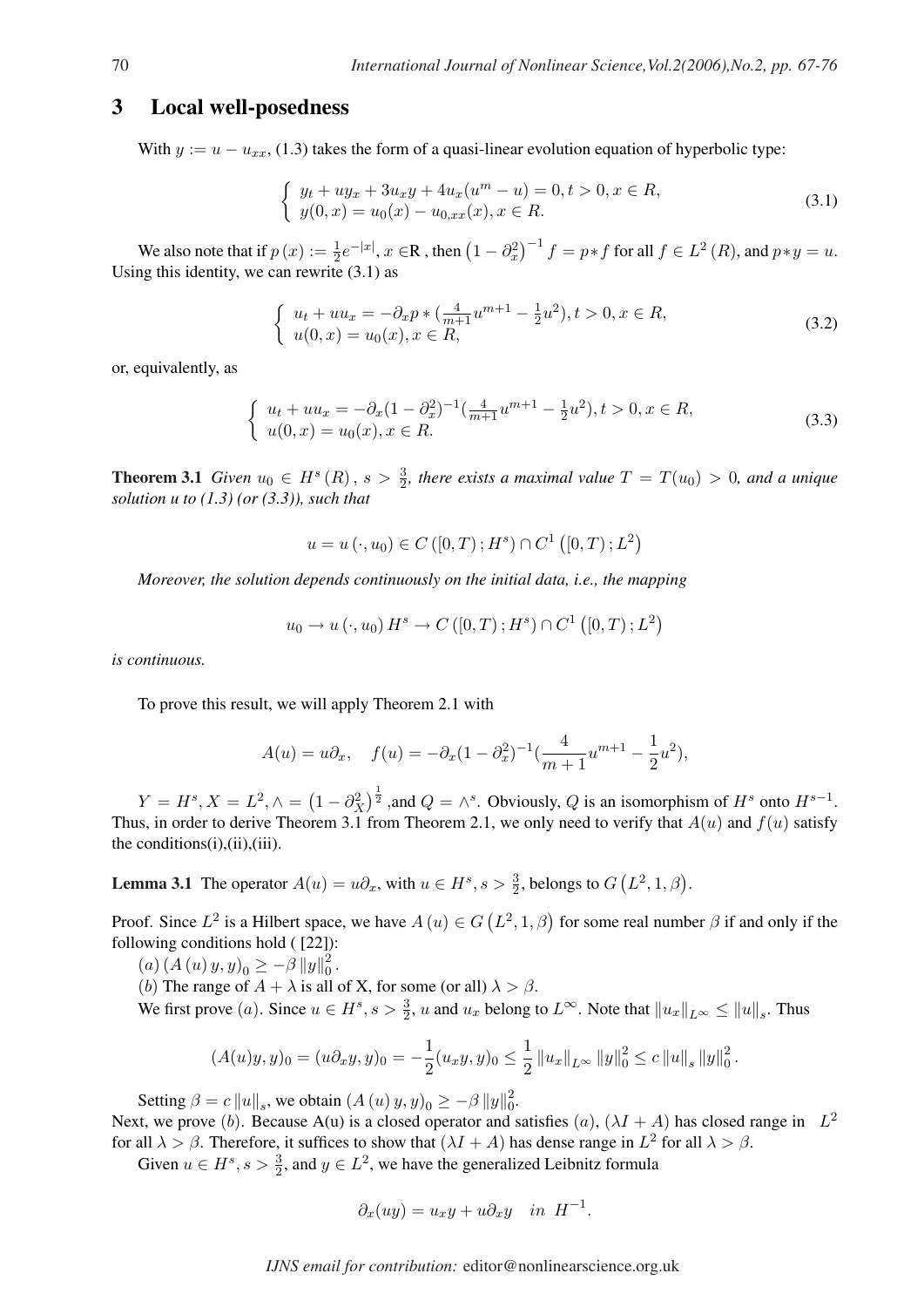## 3 Local well-posedness

With $y := u - u_{xx}$, (1.3) takes the form of a quasi-linear evolution equation of hyperbolic type:

$$\left\{ \begin{array}{l} y_t + uy_x + 3u_x y + 4u_x(u^m - u) = 0, t > 0, x \in R, \\ y(0,x) = u_0(x) - u_{0,xx}(x), x \in R. \end{array} \right. \tag{3.1}$$

We also note that if $p(x) := \frac{1}{2}e^{-|x|}, x \in \mathrm{R}$ , then $\left(1-\partial_x^2\right)^{-1} f = p * f$ for all $f \in L^2(R)$, and $p * y = u$. Using this identity, we can rewrite (3.1) as

$$\left\{ \begin{array}{l} u_t + uu_x = -\partial_x p * (\frac{4}{m+1}u^{m+1} - \frac{1}{2}u^2), t > 0, x \in R, \\ u(0,x) = u_0(x), x \in R, \end{array} \right. \tag{3.2}$$

or, equivalently, as

$$\left\{ \begin{array}{l} u_t + uu_x = -\partial_x (1-\partial_x^2)^{-1} (\frac{4}{m+1}u^{m+1} - \frac{1}{2}u^2), t > 0, x \in R, \\ u(0,x) = u_0(x), x \in R. \end{array} \right. \tag{3.3}$$

**Theorem 3.1** *Given $u_0 \in H^s(R)$, $s > \frac{3}{2}$, there exists a maximal value $T = T(u_0) > 0$, and a unique solution u to (1.3) (or (3.3)), such that*

$$u = u(\cdot, u_0) \in C([0,T); H^s) \cap C^1([0,T); L^2)$$

*Moreover, the solution depends continuously on the initial data, i.e., the mapping*

$$u_0 \to u(\cdot, u_0)\, H^s \to C([0,T); H^s) \cap C^1([0,T); L^2)$$

*is continuous.*

To prove this result, we will apply Theorem 2.1 with

$$A(u) = u\partial_x, \quad f(u) = -\partial_x (1-\partial_x^2)^{-1} (\frac{4}{m+1}u^{m+1} - \frac{1}{2}u^2),$$

$Y = H^s, X = L^2, \wedge = \left(1-\partial_X^2\right)^{\frac{1}{2}}$ ,and $Q = \wedge^s$. Obviously, $Q$ is an isomorphism of $H^s$ onto $H^{s-1}$. Thus, in order to derive Theorem 3.1 from Theorem 2.1, we only need to verify that $A(u)$ and $f(u)$ satisfy the conditions(i),(ii),(iii).

**Lemma 3.1** The operator $A(u) = u\partial_x$, with $u \in H^s, s > \frac{3}{2}$, belongs to $G\left(L^2, 1, \beta\right)$.

Proof. Since $L^2$ is a Hilbert space, we have $A(u) \in G\left(L^2, 1, \beta\right)$ for some real number $\beta$ if and only if the following conditions hold ( [22]):

$(a)$ $(A(u)y, y)_0 \geq -\beta \|y\|_0^2$.

$(b)$ The range of $A + \lambda$ is all of X, for some (or all) $\lambda > \beta$.

We first prove $(a)$. Since $u \in H^s, s > \frac{3}{2}$, $u$ and $u_x$ belong to $L^\infty$. Note that $\|u_x\|_{L^\infty} \leq \|u\|_s$. Thus

$$(A(u)y, y)_0 = (u\partial_x y, y)_0 = -\frac{1}{2}(u_x y, y)_0 \leq \frac{1}{2}\|u_x\|_{L^\infty} \|y\|_0^2 \leq c\|u\|_s \|y\|_0^2.$$

Setting $\beta = c\|u\|_s$, we obtain $(A(u)y, y)_0 \geq -\beta \|y\|_0^2$.

Next, we prove $(b)$. Because A(u) is a closed operator and satisfies $(a)$, $(\lambda I + A)$ has closed range in $L^2$ for all $\lambda > \beta$. Therefore, it suffices to show that $(\lambda I + A)$ has dense range in $L^2$ for all $\lambda > \beta$.

Given $u \in H^s, s > \frac{3}{2}$, and $y \in L^2$, we have the generalized Leibnitz formula

$$\partial_x(uy) = u_x y + u\partial_x y \quad in \;\; H^{-1}.$$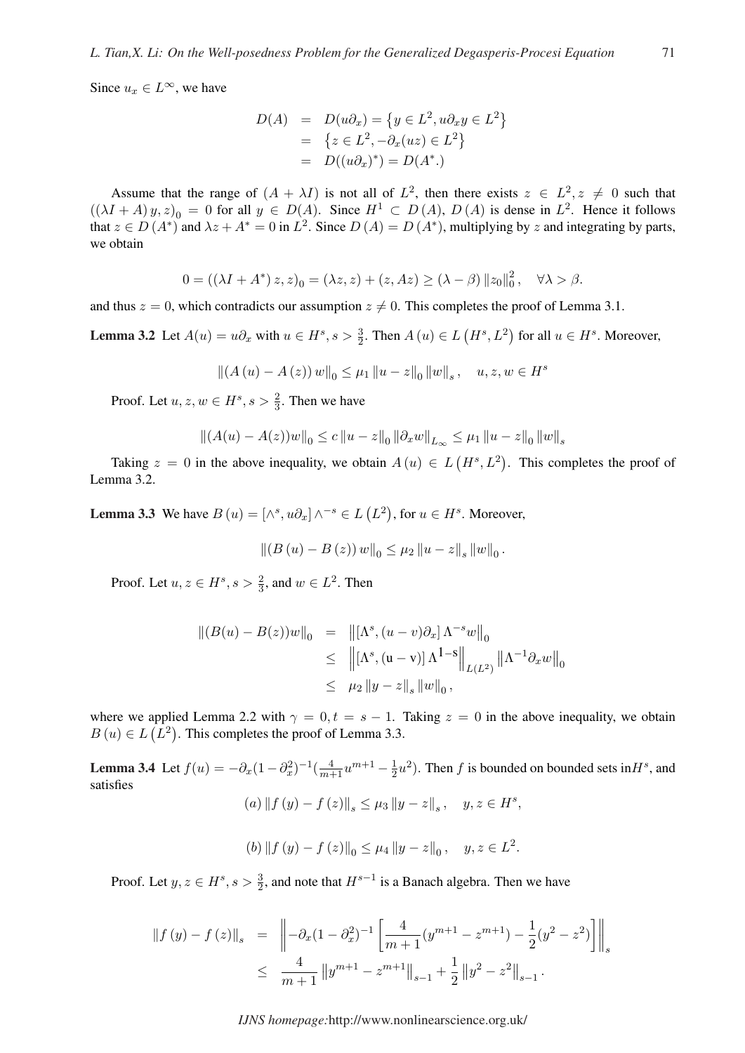Since $u_x \in L^\infty$, we have

$$
\begin{aligned}
D(A) &= D(u\partial_x) = \left\{y \in L^2, u\partial_x y \in L^2\right\} \\
&= \left\{z \in L^2, -\partial_x(uz) \in L^2\right\} \\
&= D((u\partial_x)^*) = D(A^*.)
\end{aligned}
$$

Assume that the range of $(A + \lambda I)$ is not all of $L^2$, then there exists $z \in L^2, z \neq 0$ such that $((\lambda I + A)\, y, z)_0 = 0$ for all $y \in D(A)$. Since $H^1 \subset D(A)$, $D(A)$ is dense in $L^2$. Hence it follows that $z \in D(A^*)$ and $\lambda z + A^* = 0$ in $L^2$. Since $D(A) = D(A^*)$, multiplying by $z$ and integrating by parts, we obtain

$$
0 = ((\lambda I + A^*)\, z, z)_0 = (\lambda z, z) + (z, Az) \geq (\lambda - \beta)\, \|z_0\|_0^2, \quad \forall \lambda > \beta.
$$

and thus $z = 0$, which contradicts our assumption $z \neq 0$. This completes the proof of Lemma 3.1.

**Lemma 3.2** Let $A(u) = u\partial_x$ with $u \in H^s, s > \frac{3}{2}$. Then $A(u) \in L\left(H^s, L^2\right)$ for all $u \in H^s$. Moreover,

$$
\|(A(u) - A(z))\, w\|_0 \leq \mu_1 \|u - z\|_0 \|w\|_s, \quad u, z, w \in H^s
$$

Proof. Let $u, z, w \in H^s, s > \frac{2}{3}$. Then we have

$$
\|(A(u) - A(z))w\|_0 \leq c\, \|u - z\|_0 \|\partial_x w\|_{L_\infty} \leq \mu_1 \|u - z\|_0 \|w\|_s
$$

Taking $z = 0$ in the above inequality, we obtain $A(u) \in L\left(H^s, L^2\right)$. This completes the proof of Lemma 3.2.

**Lemma 3.3** We have $B(u) = [\wedge^s, u\partial_x] \wedge^{-s} \in L\left(L^2\right)$, for $u \in H^s$. Moreover,

$$
\|(B(u) - B(z))\, w\|_0 \leq \mu_2 \|u - z\|_s \|w\|_0 .
$$

Proof. Let $u, z \in H^s, s > \frac{2}{3}$, and $w \in L^2$. Then

$$
\begin{aligned}
\|(B(u) - B(z))w\|_0 &= \left\|[\Lambda^s, (u - v)\partial_x]\, \Lambda^{-s} w\right\|_0 \\
&\leq \left\|[\Lambda^s, (\mathrm{u} - \mathrm{v})]\, \Lambda^{1-\mathrm{s}}\right\|_{L(L^2)} \left\|\Lambda^{-1}\partial_x w\right\|_0 \\
&\leq \mu_2 \|y - z\|_s \|w\|_0 ,
\end{aligned}
$$

where we applied Lemma 2.2 with $\gamma = 0, t = s - 1$. Taking $z = 0$ in the above inequality, we obtain $B(u) \in L\left(L^2\right)$. This completes the proof of Lemma 3.3.

**Lemma 3.4** Let $f(u) = -\partial_x(1 - \partial_x^2)^{-1}(\frac{4}{m+1}u^{m+1} - \frac{1}{2}u^2)$. Then $f$ is bounded on bounded sets in$H^s$, and satisfies

$$
(a)\, \|f(y) - f(z)\|_s \leq \mu_3 \|y - z\|_s , \quad y, z \in H^s,
$$

$$
(b)\, \|f(y) - f(z)\|_0 \leq \mu_4 \|y - z\|_0 , \quad y, z \in L^2.
$$

Proof. Let $y, z \in H^s, s > \frac{3}{2}$, and note that $H^{s-1}$ is a Banach algebra. Then we have

$$
\begin{aligned}
\|f(y) - f(z)\|_s &= \left\|-\partial_x(1 - \partial_x^2)^{-1}\left[\frac{4}{m+1}(y^{m+1} - z^{m+1}) - \frac{1}{2}(y^2 - z^2)\right]\right\|_s \\
&\leq \frac{4}{m+1}\left\|y^{m+1} - z^{m+1}\right\|_{s-1} + \frac{1}{2}\left\|y^2 - z^2\right\|_{s-1} .
\end{aligned}
$$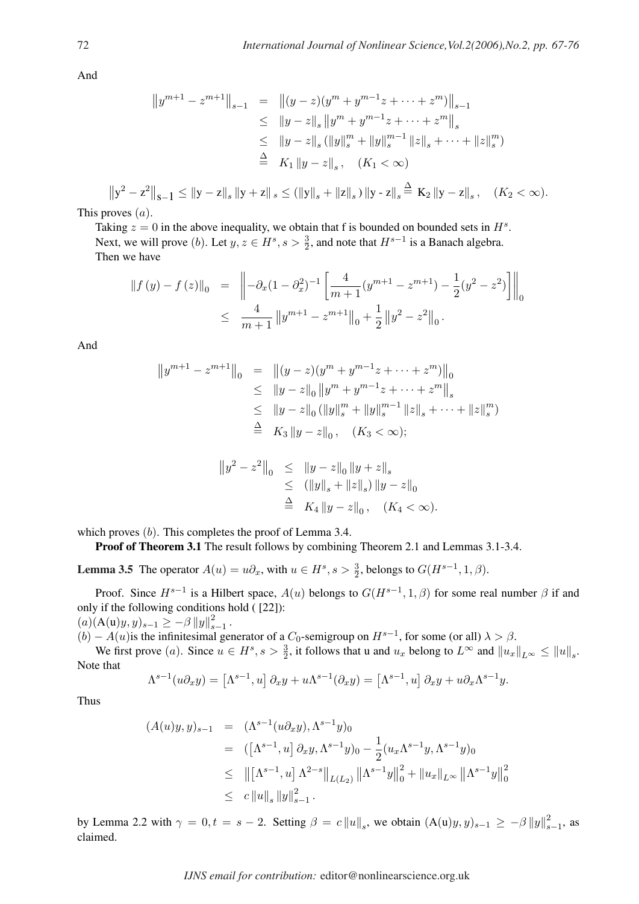And

$$
\begin{aligned}
\left\|y^{m+1}-z^{m+1}\right\|_{s-1} &= \left\|(y-z)(y^m+y^{m-1}z+\cdots+z^m)\right\|_{s-1} \\
&\leq \|y-z\|_s \left\|y^m+y^{m-1}z+\cdots+z^m\right\|_s \\
&\leq \|y-z\|_s \left(\|y\|_s^m+\|y\|_s^{m-1}\|z\|_s+\cdots+\|z\|_s^m\right) \\
&\stackrel{\Delta}{=} K_1 \|y-z\|_s, \quad (K_1<\infty)
\end{aligned}
$$

$$
\left\|y^2-z^2\right\|_{s-1} \leq \|y-z\|_s \|y+z\|_s \leq (\|y\|_s+\|z\|_s)\|y-z\|_s \stackrel{\Delta}{=} K_2\|y-z\|_s, \quad (K_2<\infty).
$$

This proves $(a)$.

Taking $z=0$ in the above inequality, we obtain that f is bounded on bounded sets in $H^s$.

Next, we will prove $(b)$. Let $y,z\in H^s, s>\frac{3}{2}$, and note that $H^{s-1}$ is a Banach algebra.

Then we have

$$
\begin{aligned}
\|f(y)-f(z)\|_0 &= \left\|-\partial_x(1-\partial_x^2)^{-1}\left[\frac{4}{m+1}(y^{m+1}-z^{m+1})-\frac{1}{2}(y^2-z^2)\right]\right\|_0 \\
&\leq \frac{4}{m+1}\left\|y^{m+1}-z^{m+1}\right\|_0+\frac{1}{2}\left\|y^2-z^2\right\|_0.
\end{aligned}
$$

And

$$
\begin{aligned}
\left\|y^{m+1}-z^{m+1}\right\|_0 &= \left\|(y-z)(y^m+y^{m-1}z+\cdots+z^m)\right\|_0 \\
&\leq \|y-z\|_0 \left\|y^m+y^{m-1}z+\cdots+z^m\right\|_s \\
&\leq \|y-z\|_0 \left(\|y\|_s^m+\|y\|_s^{m-1}\|z\|_s+\cdots+\|z\|_s^m\right) \\
&\stackrel{\Delta}{=} K_3\|y-z\|_0, \quad (K_3<\infty);
\end{aligned}
$$

$$
\begin{aligned}
\left\|y^2-z^2\right\|_0 &\leq \|y-z\|_0\|y+z\|_s \\
&\leq (\|y\|_s+\|z\|_s)\|y-z\|_0 \\
&\stackrel{\Delta}{=} K_4\|y-z\|_0, \quad (K_4<\infty).
\end{aligned}
$$

which proves $(b)$. This completes the proof of Lemma 3.4.

**Proof of Theorem 3.1** The result follows by combining Theorem 2.1 and Lemmas 3.1-3.4.

**Lemma 3.5** The operator $A(u)=u\partial_x$, with $u\in H^s, s>\frac{3}{2}$, belongs to $G(H^{s-1},1,\beta)$.

Proof. Since $H^{s-1}$ is a Hilbert space, $A(u)$ belongs to $G(H^{s-1},1,\beta)$ for some real number $\beta$ if and only if the following conditions hold ( [22]):

$(a)(A(u)y,y)_{s-1}\geq -\beta\|y\|_{s-1}^2$.

$(b)-A(u)$is the infinitesimal generator of a $C_0$-semigroup on $H^{s-1}$, for some (or all) $\lambda>\beta$.

We first prove $(a)$. Since $u\in H^s, s>\frac{3}{2}$, it follows that u and $u_x$ belong to $L^\infty$ and $\|u_x\|_{L^\infty}\leq\|u\|_s$. Note that

$$
\Lambda^{s-1}(u\partial_x y)=\left[\Lambda^{s-1},u\right]\partial_x y+u\Lambda^{s-1}(\partial_x y)=\left[\Lambda^{s-1},u\right]\partial_x y+u\partial_x\Lambda^{s-1}y.
$$

Thus

$$
\begin{aligned}
(A(u)y,y)_{s-1} &= (\Lambda^{s-1}(u\partial_x y),\Lambda^{s-1}y)_0 \\
&= (\left[\Lambda^{s-1},u\right]\partial_x y,\Lambda^{s-1}y)_0-\frac{1}{2}(u_x\Lambda^{s-1}y,\Lambda^{s-1}y)_0 \\
&\leq \left\|\left[\Lambda^{s-1},u\right]\Lambda^{2-s}\right\|_{L(L_2)}\left\|\Lambda^{s-1}y\right\|_0^2+\|u_x\|_{L^\infty}\left\|\Lambda^{s-1}y\right\|_0^2 \\
&\leq c\|u\|_s\|y\|_{s-1}^2.
\end{aligned}
$$

by Lemma 2.2 with $\gamma=0, t=s-2$. Setting $\beta=c\|u\|_s$, we obtain $(A(u)y,y)_{s-1}\geq -\beta\|y\|_{s-1}^2$, as claimed.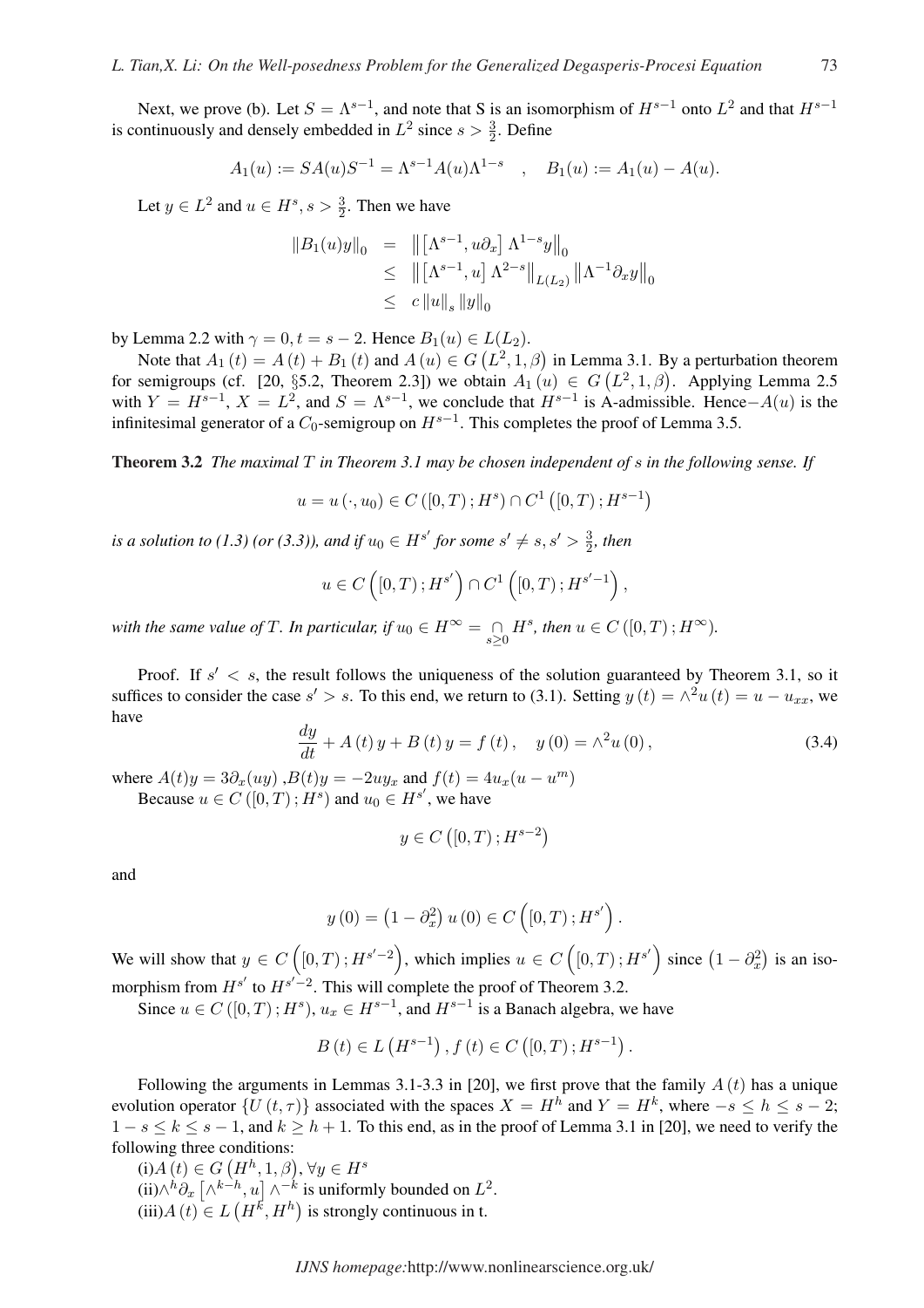Next, we prove (b). Let $S = \Lambda^{s-1}$, and note that S is an isomorphism of $H^{s-1}$ onto $L^2$ and that $H^{s-1}$ is continuously and densely embedded in $L^2$ since $s > \frac{3}{2}$. Define

$$A_1(u) := SA(u)S^{-1} = \Lambda^{s-1}A(u)\Lambda^{1-s} \quad , \quad B_1(u) := A_1(u) - A(u).$$

Let $y \in L^2$ and $u \in H^s, s > \frac{3}{2}$. Then we have

$$\begin{aligned}
\|B_1(u)y\|_0 &= \left\| \left[\Lambda^{s-1}, u\partial_x\right] \Lambda^{1-s} y \right\|_0 \\
&\leq \left\| \left[\Lambda^{s-1}, u\right] \Lambda^{2-s} \right\|_{L(L_2)} \left\| \Lambda^{-1} \partial_x y \right\|_0 \\
&\leq c \|u\|_s \|y\|_0
\end{aligned}$$

by Lemma 2.2 with $\gamma = 0, t = s-2$. Hence $B_1(u) \in L(L_2)$.

Note that $A_1(t) = A(t) + B_1(t)$ and $A(u) \in G\left(L^2, 1, \beta\right)$ in Lemma 3.1. By a perturbation theorem for semigroups (cf. [20, §5.2, Theorem 2.3]) we obtain $A_1(u) \in G\left(L^2, 1, \beta\right)$. Applying Lemma 2.5 with $Y = H^{s-1}$, $X = L^2$, and $S = \Lambda^{s-1}$, we conclude that $H^{s-1}$ is A-admissible. Hence$-A(u)$ is the infinitesimal generator of a $C_0$-semigroup on $H^{s-1}$. This completes the proof of Lemma 3.5.

**Theorem 3.2** *The maximal $T$ in Theorem 3.1 may be chosen independent of $s$ in the following sense. If*

$$u = u(\cdot, u_0) \in C\left([0,T); H^s\right) \cap C^1\left([0,T); H^{s-1}\right)$$

*is a solution to (1.3) (or (3.3)), and if $u_0 \in H^{s'}$ for some $s' \neq s, s' > \frac{3}{2}$, then*

$$u \in C\left([0,T); H^{s'}\right) \cap C^1\left([0,T); H^{s'-1}\right),$$

*with the same value of $T$. In particular, if $u_0 \in H^\infty = \bigcap_{s \geq 0} H^s$, then $u \in C\left([0,T); H^\infty\right)$.*

Proof. If $s' < s$, the result follows the uniqueness of the solution guaranteed by Theorem 3.1, so it suffices to consider the case $s' > s$. To this end, we return to (3.1). Setting $y(t) = \wedge^2 u(t) = u - u_{xx}$, we have

$$\frac{dy}{dt} + A(t)y + B(t)y = f(t), \quad y(0) = \wedge^2 u(0), \tag{3.4}$$

where $A(t)y = 3\partial_x(uy)$ ,$B(t)y = -2uy_x$ and $f(t) = 4u_x(u - u^m)$

Because $u \in C\left([0,T); H^s\right)$ and $u_0 \in H^{s'}$, we have

$$y \in C\left([0,T); H^{s-2}\right)$$

and

$$y(0) = \left(1 - \partial_x^2\right) u(0) \in C\left([0,T); H^{s'}\right).$$

We will show that $y \in C\left([0,T); H^{s'-2}\right)$, which implies $u \in C\left([0,T); H^{s'}\right)$ since $\left(1 - \partial_x^2\right)$ is an isomorphism from $H^{s'}$ to $H^{s'-2}$. This will complete the proof of Theorem 3.2.

Since $u \in C\left([0,T); H^s\right)$, $u_x \in H^{s-1}$, and $H^{s-1}$ is a Banach algebra, we have

$$B(t) \in L\left(H^{s-1}\right), f(t) \in C\left([0,T); H^{s-1}\right).$$

Following the arguments in Lemmas 3.1-3.3 in [20], we first prove that the family $A(t)$ has a unique evolution operator $\{U(t,\tau)\}$ associated with the spaces $X = H^h$ and $Y = H^k$, where $-s \leq h \leq s-2$; $1 - s \leq k \leq s-1$, and $k \geq h+1$. To this end, as in the proof of Lemma 3.1 in [20], we need to verify the following three conditions:

(i)$A(t) \in G\left(H^h, 1, \beta\right), \forall y \in H^s$

(ii)$\wedge^h \partial_x \left[\wedge^{k-h}, u\right] \wedge^{-k}$ is uniformly bounded on $L^2$.

(iii)$A(t) \in L\left(H^k, H^h\right)$ is strongly continuous in t.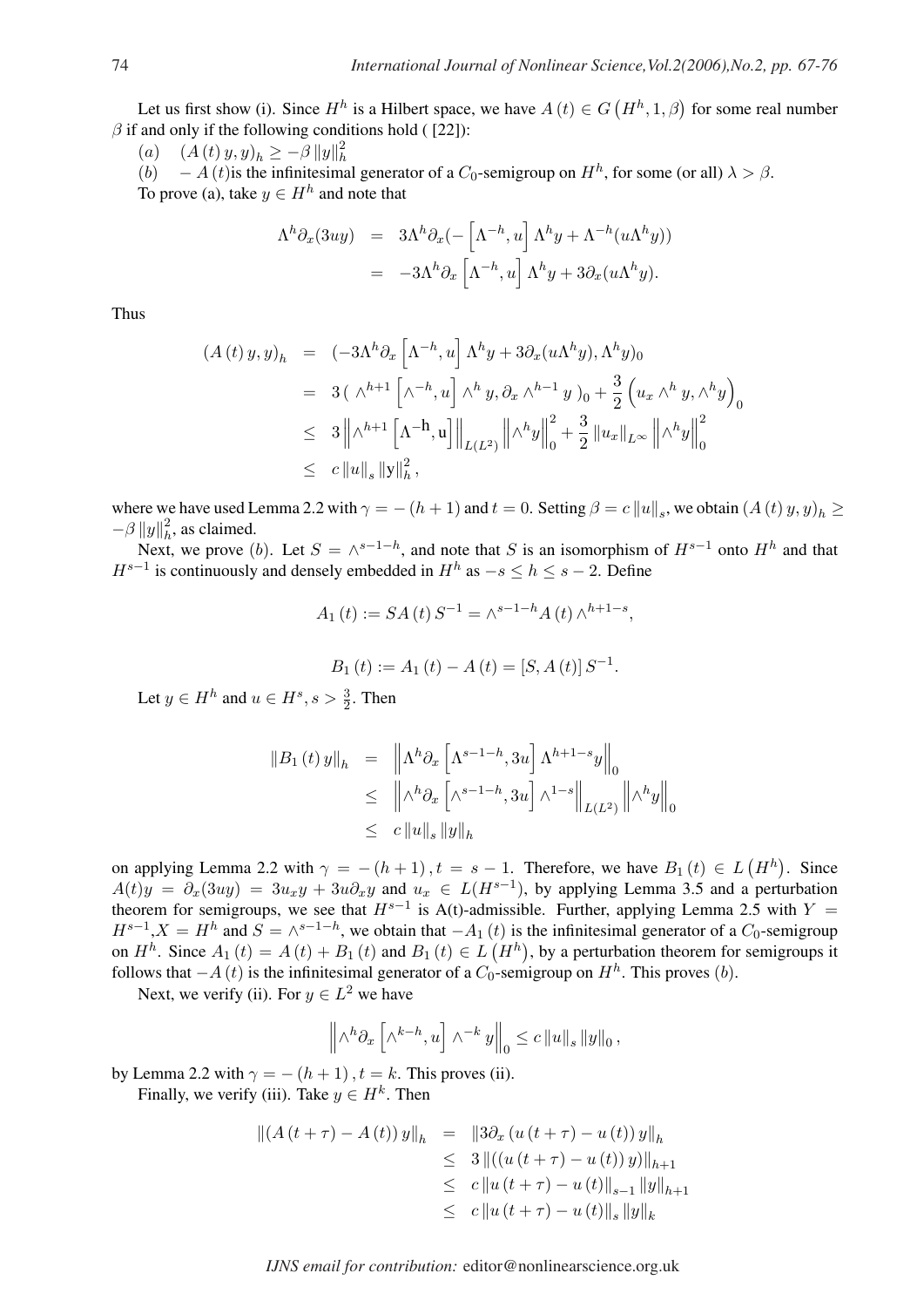Let us first show (i). Since $H^h$ is a Hilbert space, we have $A(t) \in G\left(H^h, 1, \beta\right)$ for some real number $\beta$ if and only if the following conditions hold ( [22]):

$(a)$ $\quad (A(t)\, y, y)_h \geq -\beta \|y\|_h^2$

$(b)$ $\quad -A(t)$is the infinitesimal generator of a $C_0$-semigroup on $H^h$, for some (or all) $\lambda > \beta$.

To prove (a), take $y \in H^h$ and note that

$$
\begin{aligned}
\Lambda^h \partial_x(3uy) &= 3\Lambda^h \partial_x(-\left[\Lambda^{-h}, u\right] \Lambda^h y + \Lambda^{-h}(u\Lambda^h y)) \\
&= -3\Lambda^h \partial_x \left[\Lambda^{-h}, u\right] \Lambda^h y + 3\partial_x(u\Lambda^h y).
\end{aligned}
$$

Thus

$$
\begin{aligned}
(A(t)\, y, y)_h &= (-3\Lambda^h \partial_x \left[\Lambda^{-h}, u\right] \Lambda^h y + 3\partial_x(u\Lambda^h y), \Lambda^h y)_0 \\
&= 3\left( \wedge^{h+1}\left[\wedge^{-h}, u\right] \wedge^h y, \partial_x \wedge^{h-1} y \right)_0 + \frac{3}{2}\left(u_x \wedge^h y, \wedge^h y\right)_0 \\
&\leq 3\left\| \wedge^{h+1}\left[\Lambda^{-h}, u\right]\right\|_{L(L^2)} \left\|\wedge^h y\right\|_0^2 + \frac{3}{2}\|u_x\|_{L^\infty}\left\|\wedge^h y\right\|_0^2 \\
&\leq c\|u\|_s \|y\|_h^2,
\end{aligned}
$$

where we have used Lemma 2.2 with $\gamma = -(h+1)$ and $t = 0$. Setting $\beta = c\|u\|_s$, we obtain $(A(t)\, y, y)_h \geq -\beta\|y\|_h^2$, as claimed.

Next, we prove $(b)$. Let $S = \wedge^{s-1-h}$, and note that $S$ is an isomorphism of $H^{s-1}$ onto $H^h$ and that $H^{s-1}$ is continuously and densely embedded in $H^h$ as $-s \leq h \leq s-2$. Define

$$
A_1(t) := SA(t)\, S^{-1} = \wedge^{s-1-h} A(t) \wedge^{h+1-s},
$$

$$
B_1(t) := A_1(t) - A(t) = [S, A(t)]\, S^{-1}.
$$

Let $y \in H^h$ and $u \in H^s, s > \frac{3}{2}$. Then

$$
\begin{aligned}
\|B_1(t)\, y\|_h &= \left\|\Lambda^h \partial_x \left[\Lambda^{s-1-h}, 3u\right] \Lambda^{h+1-s} y\right\|_0 \\
&\leq \left\|\wedge^h \partial_x \left[\wedge^{s-1-h}, 3u\right] \wedge^{1-s}\right\|_{L(L^2)} \left\|\wedge^h y\right\|_0 \\
&\leq c\|u\|_s \|y\|_h
\end{aligned}
$$

on applying Lemma 2.2 with $\gamma = -(h+1), t = s-1$. Therefore, we have $B_1(t) \in L\left(H^h\right)$. Since $A(t) y = \partial_x(3uy) = 3u_x y + 3u\partial_x y$ and $u_x \in L(H^{s-1})$, by applying Lemma 3.5 and a perturbation theorem for semigroups, we see that $H^{s-1}$ is A(t)-admissible. Further, applying Lemma 2.5 with $Y = H^{s-1}, X = H^h$ and $S = \wedge^{s-1-h}$, we obtain that $-A_1(t)$ is the infinitesimal generator of a $C_0$-semigroup on $H^h$. Since $A_1(t) = A(t) + B_1(t)$ and $B_1(t) \in L\left(H^h\right)$, by a perturbation theorem for semigroups it follows that $-A(t)$ is the infinitesimal generator of a $C_0$-semigroup on $H^h$. This proves $(b)$.

Next, we verify (ii). For $y \in L^2$ we have

$$
\left\|\wedge^h \partial_x \left[\wedge^{k-h}, u\right] \wedge^{-k} y\right\|_0 \leq c\|u\|_s \|y\|_0,
$$

by Lemma 2.2 with $\gamma = -(h+1), t = k$. This proves (ii).

Finally, we verify (iii). Take $y \in H^k$. Then

$$
\begin{aligned}
\|(A(t+\tau) - A(t))\, y\|_h &= \|3\partial_x (u(t+\tau) - u(t))\, y\|_h \\
&\leq 3\|((u(t+\tau) - u(t))\, y)\|_{h+1} \\
&\leq c\|u(t+\tau) - u(t)\|_{s-1} \|y\|_{h+1} \\
&\leq c\|u(t+\tau) - u(t)\|_s \|y\|_k
\end{aligned}
$$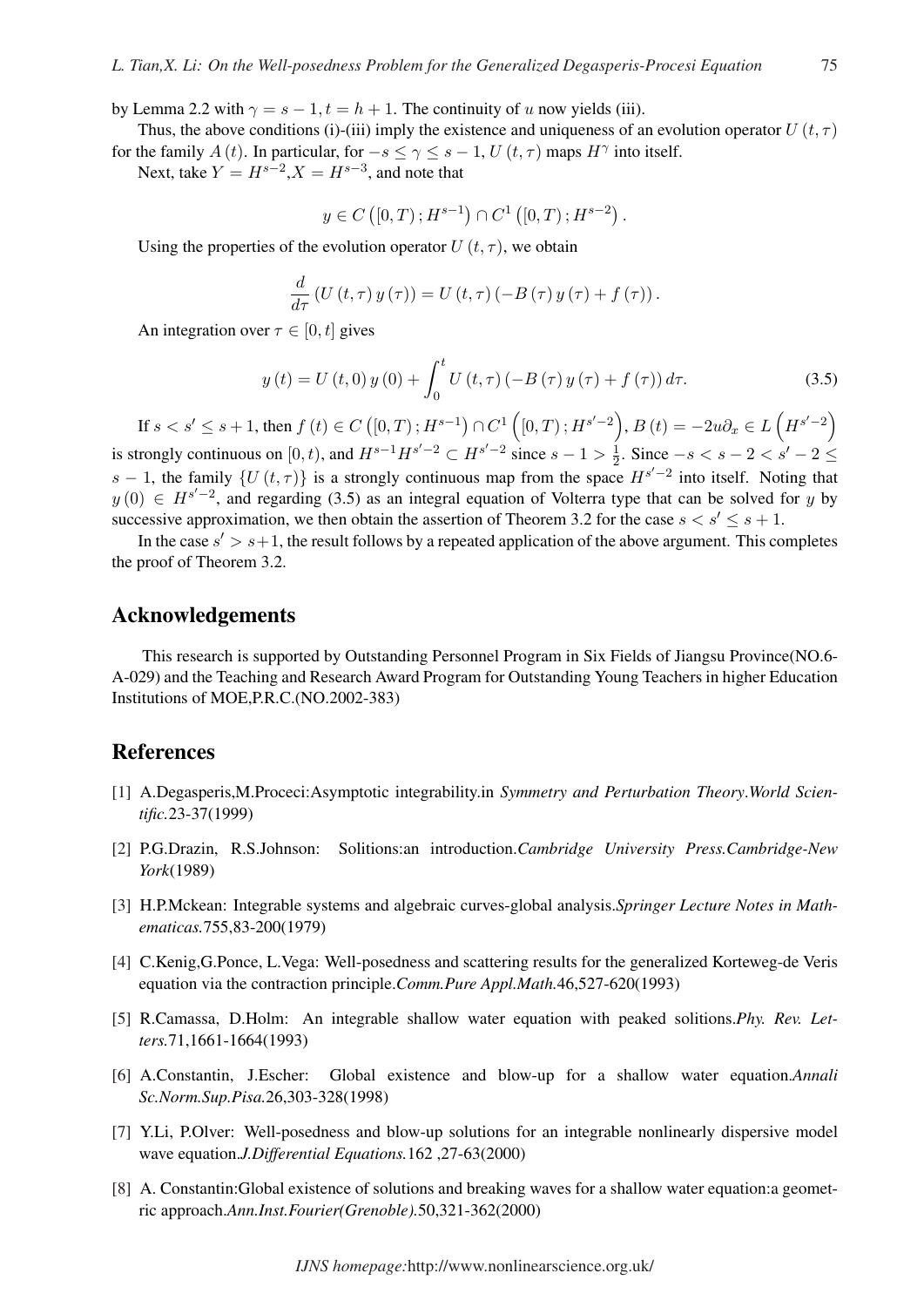by Lemma 2.2 with $\gamma = s-1, t = h+1$. The continuity of $u$ now yields (iii).

Thus, the above conditions (i)-(iii) imply the existence and uniqueness of an evolution operator $U(t,\tau)$ for the family $A(t)$. In particular, for $-s \le \gamma \le s-1$, $U(t,\tau)$ maps $H^{\gamma}$ into itself.

Next, take $Y = H^{s-2}, X = H^{s-3}$, and note that

$$y \in C\left([0,T); H^{s-1}\right) \cap C^{1}\left([0,T); H^{s-2}\right).$$

Using the properties of the evolution operator $U(t,\tau)$, we obtain

$$\frac{d}{d\tau}\left(U(t,\tau)\, y(\tau)\right) = U(t,\tau)\left(-B(\tau)\, y(\tau) + f(\tau)\right).$$

An integration over $\tau \in [0,t]$ gives

$$y(t) = U(t,0)\, y(0) + \int_0^t U(t,\tau)\left(-B(\tau)\, y(\tau) + f(\tau)\right) d\tau. \tag{3.5}$$

If $s < s' \le s+1$, then $f(t) \in C\left([0,T); H^{s-1}\right) \cap C^{1}\left([0,T); H^{s'-2}\right)$, $B(t) = -2u\partial_x \in L\left(H^{s'-2}\right)$ is strongly continuous on $[0,t)$, and $H^{s-1}H^{s'-2} \subset H^{s'-2}$ since $s-1 > \frac{1}{2}$. Since $-s < s-2 < s'-2 \le s-1$, the family $\{U(t,\tau)\}$ is a strongly continuous map from the space $H^{s'-2}$ into itself. Noting that $y(0) \in H^{s'-2}$, and regarding (3.5) as an integral equation of Volterra type that can be solved for $y$ by successive approximation, we then obtain the assertion of Theorem 3.2 for the case $s < s' \le s+1$.

In the case $s' > s+1$, the result follows by a repeated application of the above argument. This completes the proof of Theorem 3.2.

## Acknowledgements

This research is supported by Outstanding Personnel Program in Six Fields of Jiangsu Province(NO.6-A-029) and the Teaching and Research Award Program for Outstanding Young Teachers in higher Education Institutions of MOE,P.R.C.(NO.2002-383)

## References

[1] A.Degasperis,M.Proceci:Asymptotic integrability.in *Symmetry and Perturbation Theory.World Scientific.*23-37(1999)

[2] P.G.Drazin, R.S.Johnson: Solitions:an introduction.*Cambridge University Press.Cambridge-New York*(1989)

[3] H.P.Mckean: Integrable systems and algebraic curves-global analysis.*Springer Lecture Notes in Mathematicas.*755,83-200(1979)

[4] C.Kenig,G.Ponce, L.Vega: Well-posedness and scattering results for the generalized Korteweg-de Veris equation via the contraction principle.*Comm.Pure Appl.Math.*46,527-620(1993)

[5] R.Camassa, D.Holm: An integrable shallow water equation with peaked solitions.*Phy. Rev. Letters.*71,1661-1664(1993)

[6] A.Constantin, J.Escher: Global existence and blow-up for a shallow water equation.*Annali Sc.Norm.Sup.Pisa.*26,303-328(1998)

[7] Y.Li, P.Olver: Well-posedness and blow-up solutions for an integrable nonlinearly dispersive model wave equation.*J.Differential Equations.*162 ,27-63(2000)

[8] A. Constantin:Global existence of solutions and breaking waves for a shallow water equation:a geometric approach.*Ann.Inst.Fourier(Grenoble).*50,321-362(2000)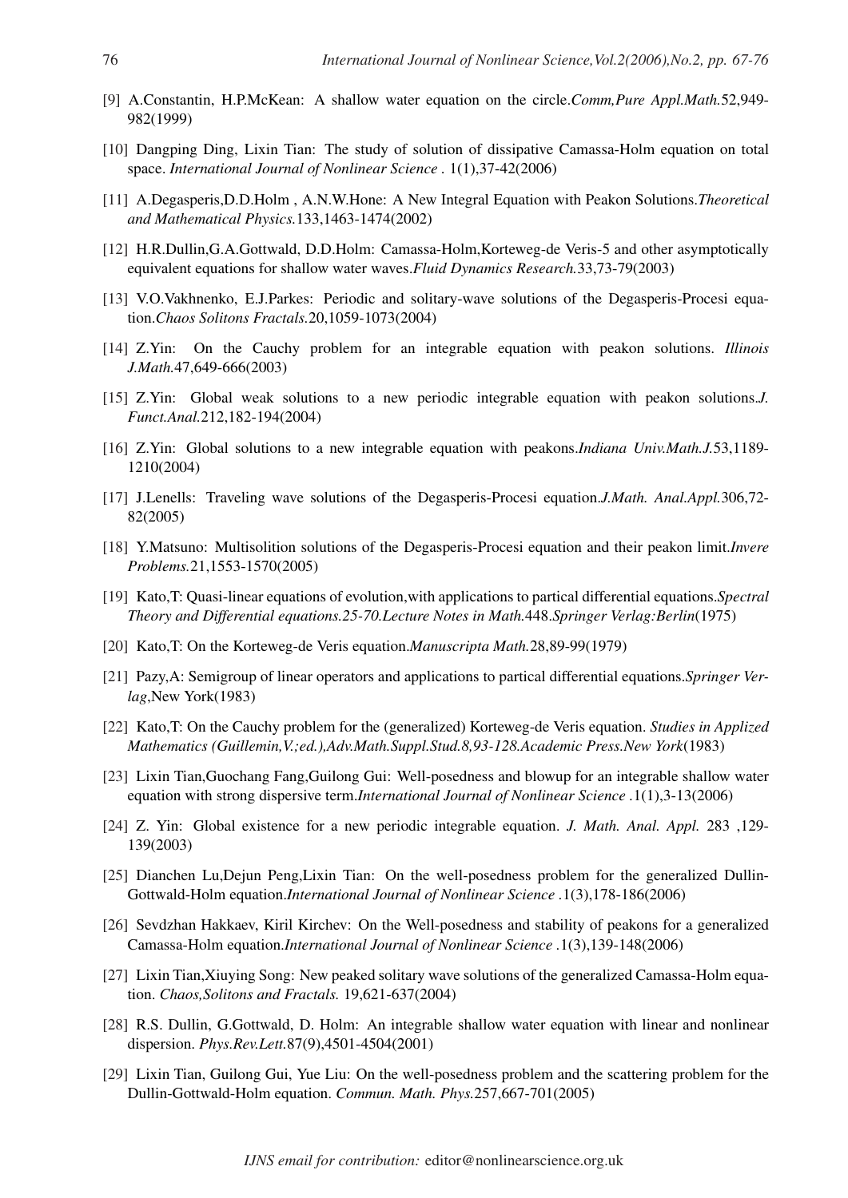[9] A.Constantin, H.P.McKean: A shallow water equation on the circle.*Comm,Pure Appl.Math.*52,949-982(1999)

[10] Dangping Ding, Lixin Tian: The study of solution of dissipative Camassa-Holm equation on total space. *International Journal of Nonlinear Science* . 1(1),37-42(2006)

[11] A.Degasperis,D.D.Holm , A.N.W.Hone: A New Integral Equation with Peakon Solutions.*Theoretical and Mathematical Physics.*133,1463-1474(2002)

[12] H.R.Dullin,G.A.Gottwald, D.D.Holm: Camassa-Holm,Korteweg-de Veris-5 and other asymptotically equivalent equations for shallow water waves.*Fluid Dynamics Research.*33,73-79(2003)

[13] V.O.Vakhnenko, E.J.Parkes: Periodic and solitary-wave solutions of the Degasperis-Procesi equation.*Chaos Solitons Fractals.*20,1059-1073(2004)

[14] Z.Yin: On the Cauchy problem for an integrable equation with peakon solutions. *Illinois J.Math.*47,649-666(2003)

[15] Z.Yin: Global weak solutions to a new periodic integrable equation with peakon solutions.*J. Funct.Anal.*212,182-194(2004)

[16] Z.Yin: Global solutions to a new integrable equation with peakons.*Indiana Univ.Math.J.*53,1189-1210(2004)

[17] J.Lenells: Traveling wave solutions of the Degasperis-Procesi equation.*J.Math. Anal.Appl.*306,72-82(2005)

[18] Y.Matsuno: Multisolition solutions of the Degasperis-Procesi equation and their peakon limit.*Invere Problems.*21,1553-1570(2005)

[19] Kato,T: Quasi-linear equations of evolution,with applications to partical differential equations.*Spectral Theory and Differential equations.25-70.Lecture Notes in Math.*448.*Springer Verlag:Berlin*(1975)

[20] Kato,T: On the Korteweg-de Veris equation.*Manuscripta Math.*28,89-99(1979)

[21] Pazy,A: Semigroup of linear operators and applications to partical differential equations.*Springer Verlag*,New York(1983)

[22] Kato,T: On the Cauchy problem for the (generalized) Korteweg-de Veris equation. *Studies in Applized Mathematics (Guillemin,V.;ed.),Adv.Math.Suppl.Stud.8,93-128.Academic Press.New York*(1983)

[23] Lixin Tian,Guochang Fang,Guilong Gui: Well-posedness and blowup for an integrable shallow water equation with strong dispersive term.*International Journal of Nonlinear Science* .1(1),3-13(2006)

[24] Z. Yin: Global existence for a new periodic integrable equation. *J. Math. Anal. Appl.* 283 ,129-139(2003)

[25] Dianchen Lu,Dejun Peng,Lixin Tian: On the well-posedness problem for the generalized Dullin-Gottwald-Holm equation.*International Journal of Nonlinear Science* .1(3),178-186(2006)

[26] Sevdzhan Hakkaev, Kiril Kirchev: On the Well-posedness and stability of peakons for a generalized Camassa-Holm equation.*International Journal of Nonlinear Science* .1(3),139-148(2006)

[27] Lixin Tian,Xiuying Song: New peaked solitary wave solutions of the generalized Camassa-Holm equation. *Chaos,Solitons and Fractals.* 19,621-637(2004)

[28] R.S. Dullin, G.Gottwald, D. Holm: An integrable shallow water equation with linear and nonlinear dispersion. *Phys.Rev.Lett.*87(9),4501-4504(2001)

[29] Lixin Tian, Guilong Gui, Yue Liu: On the well-posedness problem and the scattering problem for the Dullin-Gottwald-Holm equation. *Commun. Math. Phys.*257,667-701(2005)